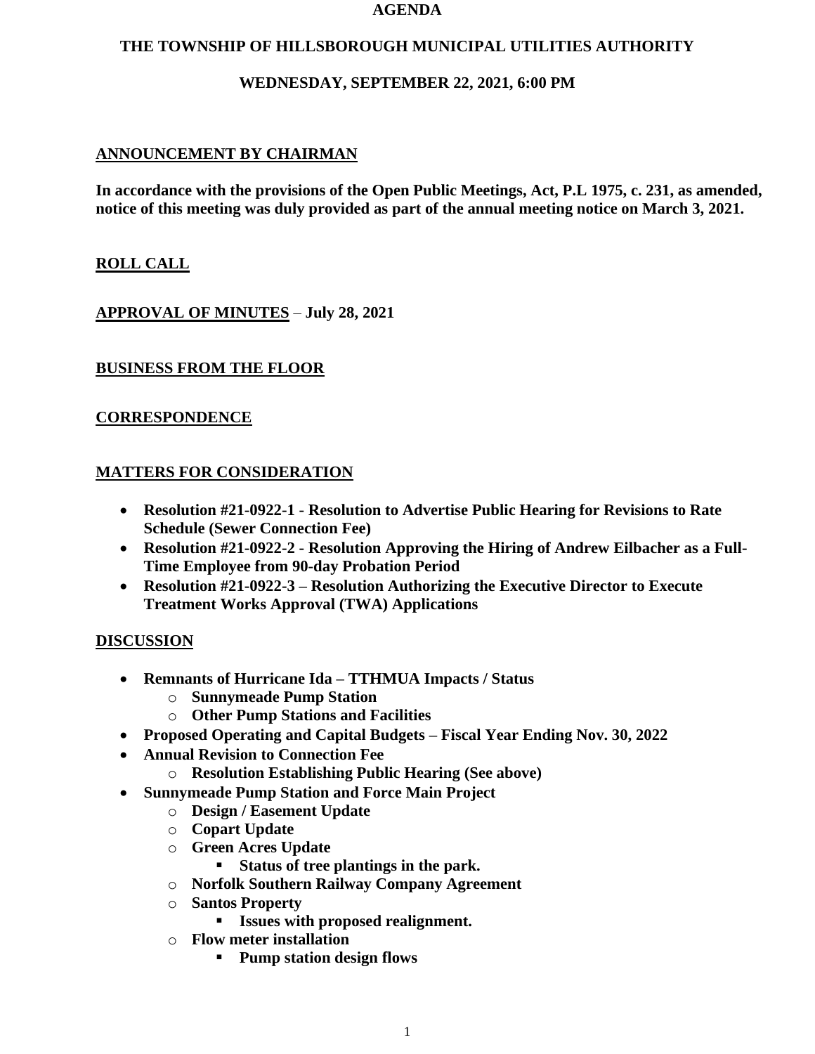**AGENDA**

**THE TOWNSHIP OF HILLSBOROUGH MUNICIPAL UTILITIES AUTHORITY**

**WEDNESDAY, SEPTEMBER 22, 2021, 6:00 PM**

## ANNOUNCEMENT BY CHAIRMAN

**In accordance with the provisions of the Open Public Meetings, Act, P.L 1975, c. 231, as amended, notice of this meeting was duly provided as part of the annual meeting notice on March 3, 2021.**

## ROLL CALL

## APPROVAL OF MINUTES – July 28, 2021

## BUSINESS FROM THE FLOOR

## CORRESPONDENCE

## MATTERS FOR CONSIDERATION

- **Resolution #21-0922-1 - Resolution to Advertise Public Hearing for Revisions to Rate Schedule (Sewer Connection Fee)**
- **Resolution #21-0922-2 - Resolution Approving the Hiring of Andrew Eilbacher as a Full-Time Employee from 90-day Probation Period**
- **Resolution #21-0922-3 – Resolution Authorizing the Executive Director to Execute Treatment Works Approval (TWA) Applications**

## DISCUSSION

- **Remnants of Hurricane Ida – TTHMUA Impacts / Status**
  - **Sunnymeade Pump Station**
  - **Other Pump Stations and Facilities**
- **Proposed Operating and Capital Budgets – Fiscal Year Ending Nov. 30, 2022**
- **Annual Revision to Connection Fee**
  - **Resolution Establishing Public Hearing (See above)**
- **Sunnymeade Pump Station and Force Main Project**
  - **Design / Easement Update**
  - **Copart Update**
  - **Green Acres Update**
    - **Status of tree plantings in the park.**
  - **Norfolk Southern Railway Company Agreement**
  - **Santos Property**
    - **Issues with proposed realignment.**
  - **Flow meter installation**
    - **Pump station design flows**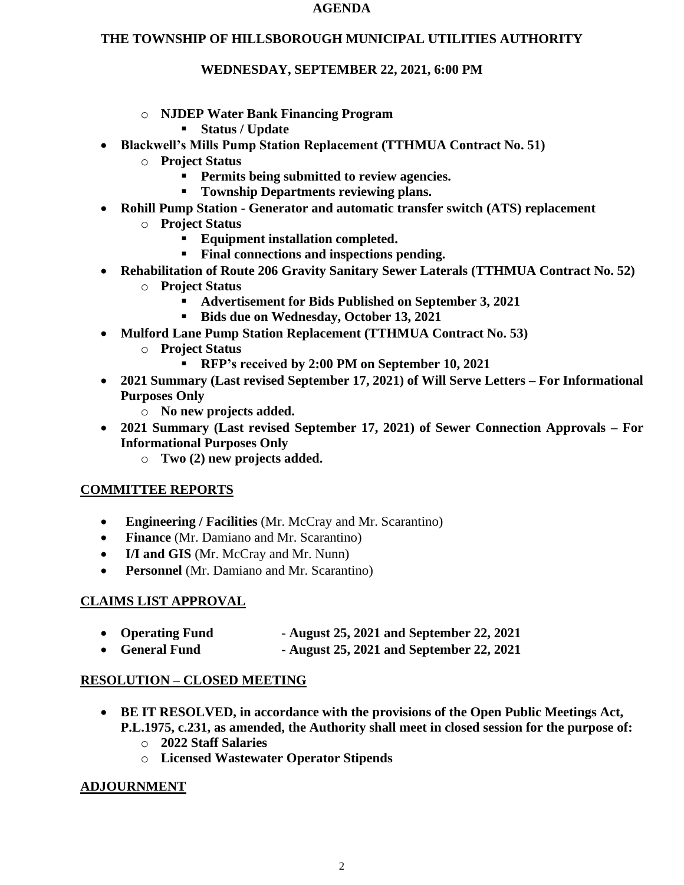**AGENDA**

**THE TOWNSHIP OF HILLSBOROUGH MUNICIPAL UTILITIES AUTHORITY**

**WEDNESDAY, SEPTEMBER 22, 2021, 6:00 PM**

- o **NJDEP Water Bank Financing Program**
    - **Status / Update**
- **Blackwell's Mills Pump Station Replacement (TTHMUA Contract No. 51)**
  - o **Project Status**
    - **Permits being submitted to review agencies.**
    - **Township Departments reviewing plans.**
- **Rohill Pump Station - Generator and automatic transfer switch (ATS) replacement**
  - o **Project Status**
    - **Equipment installation completed.**
    - **Final connections and inspections pending.**
- **Rehabilitation of Route 206 Gravity Sanitary Sewer Laterals (TTHMUA Contract No. 52)**
  - o **Project Status**
    - **Advertisement for Bids Published on September 3, 2021**
    - **Bids due on Wednesday, October 13, 2021**
- **Mulford Lane Pump Station Replacement (TTHMUA Contract No. 53)**
  - o **Project Status**
    - **RFP's received by 2:00 PM on September 10, 2021**
- **2021 Summary (Last revised September 17, 2021) of Will Serve Letters – For Informational Purposes Only**
  - o **No new projects added.**
- **2021 Summary (Last revised September 17, 2021) of Sewer Connection Approvals – For Informational Purposes Only**
  - o **Two (2) new projects added.**

## COMMITTEE REPORTS

- **Engineering / Facilities** (Mr. McCray and Mr. Scarantino)
- **Finance** (Mr. Damiano and Mr. Scarantino)
- **I/I and GIS** (Mr. McCray and Mr. Nunn)
- **Personnel** (Mr. Damiano and Mr. Scarantino)

## CLAIMS LIST APPROVAL

- **Operating Fund - August 25, 2021 and September 22, 2021**
- **General Fund - August 25, 2021 and September 22, 2021**

## RESOLUTION – CLOSED MEETING

- **BE IT RESOLVED, in accordance with the provisions of the Open Public Meetings Act, P.L.1975, c.231, as amended, the Authority shall meet in closed session for the purpose of:**
  - o **2022 Staff Salaries**
  - o **Licensed Wastewater Operator Stipends**

## ADJOURNMENT